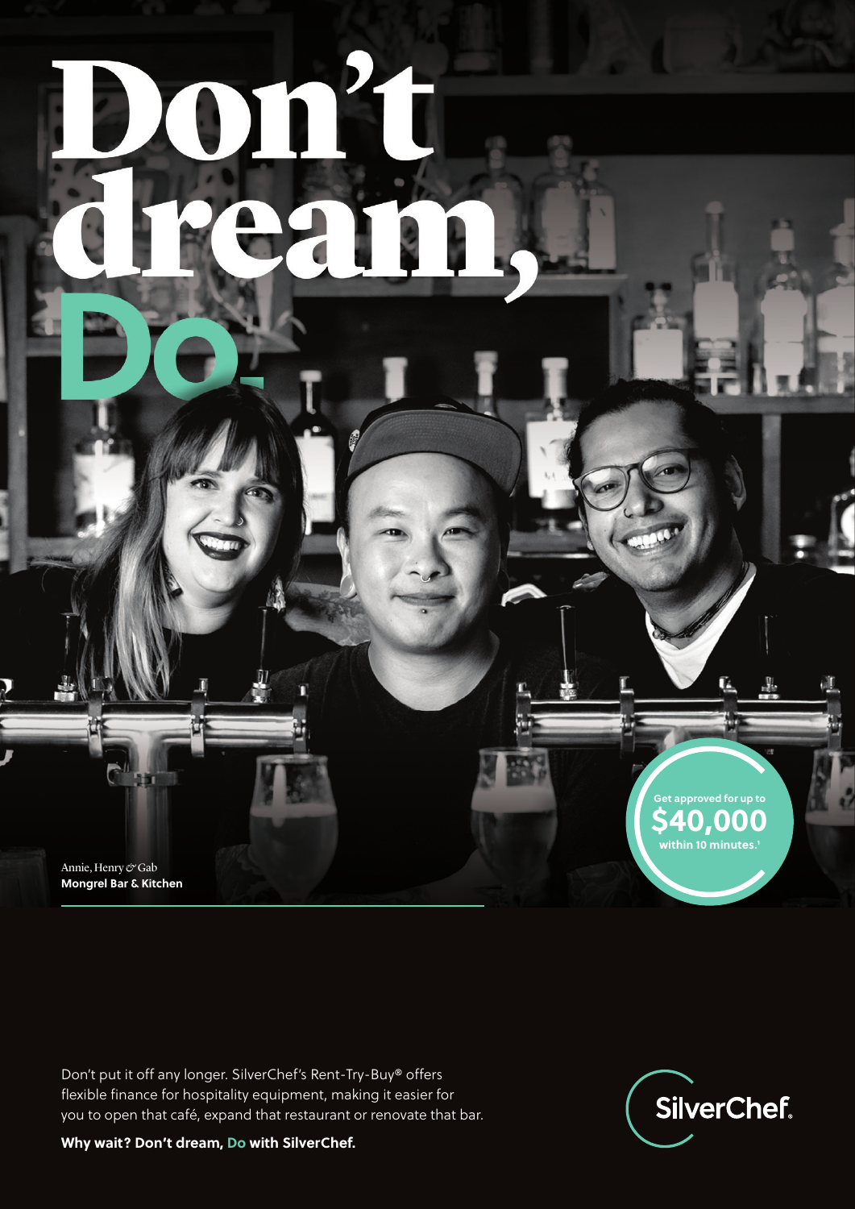# Don't dream, Do.

Annie, Henry & Gab
**Mongrel Bar & Kitchen**

Get approved for up to
**$40,000**
within 10 minutes.[1]

Don't put it off any longer. SilverChef's Rent-Try-Buy® offers flexible finance for hospitality equipment, making it easier for you to open that café, expand that restaurant or renovate that bar.

**Why wait? Don't dream, Do with SilverChef.**

SilverChef.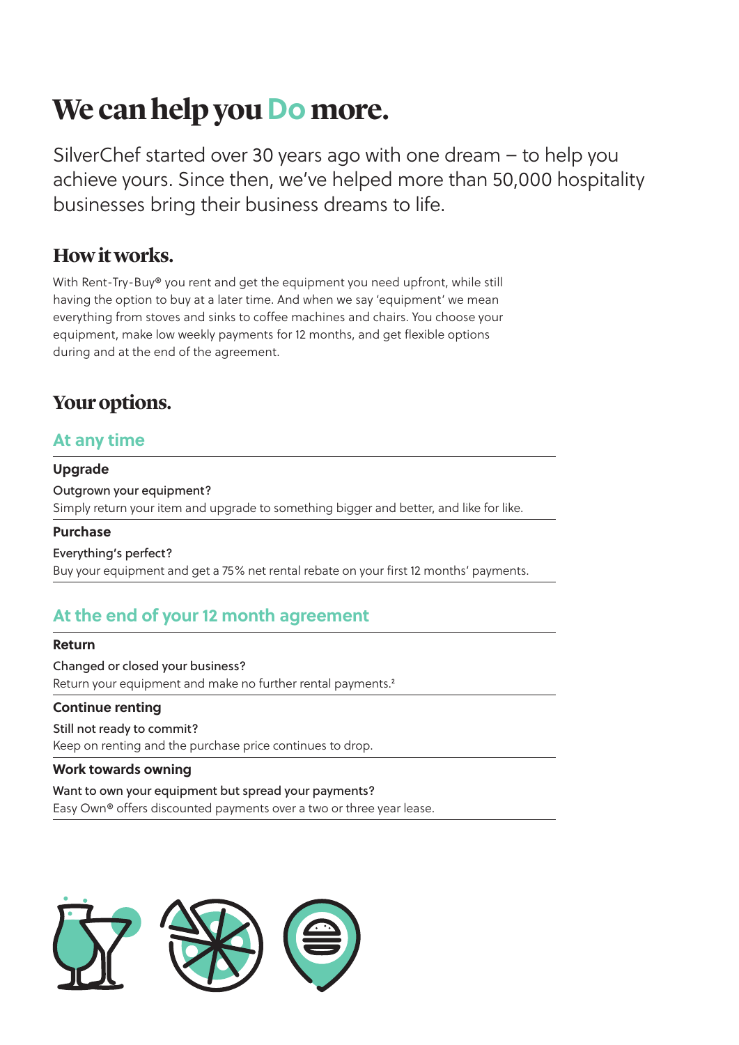# We can help you Do more.

SilverChef started over 30 years ago with one dream – to help you achieve yours. Since then, we've helped more than 50,000 hospitality businesses bring their business dreams to life.

## How it works.

With Rent-Try-Buy® you rent and get the equipment you need upfront, while still having the option to buy at a later time. And when we say 'equipment' we mean everything from stoves and sinks to coffee machines and chairs. You choose your equipment, make low weekly payments for 12 months, and get flexible options during and at the end of the agreement.

## Your options.

### At any time

**Upgrade**

Outgrown your equipment?
Simply return your item and upgrade to something bigger and better, and like for like.

**Purchase**

Everything's perfect?
Buy your equipment and get a 75% net rental rebate on your first 12 months' payments.

### At the end of your 12 month agreement

**Return**

Changed or closed your business?
Return your equipment and make no further rental payments.[2]

**Continue renting**

Still not ready to commit?
Keep on renting and the purchase price continues to drop.

**Work towards owning**

Want to own your equipment but spread your payments?
Easy Own® offers discounted payments over a two or three year lease.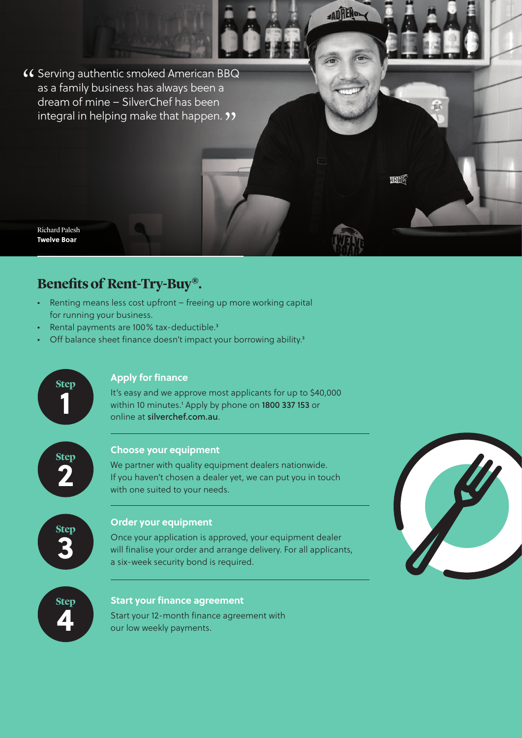> “Serving authentic smoked American BBQ as a family business has always been a dream of mine – SilverChef has been integral in helping make that happen.”

Richard Palesh
**Twelve Boar**

## Benefits of Rent-Try-Buy®.

- Renting means less cost upfront – freeing up more working capital for running your business.
- Rental payments are 100% tax-deductible.[3]
- Off balance sheet finance doesn't impact your borrowing ability.[3]

**Step 1**

### Apply for finance

It's easy and we approve most applicants for up to $40,000 within 10 minutes.[1] Apply by phone on **1800 337 153** or online at **silverchef.com.au**.

**Step 2**

### Choose your equipment

We partner with quality equipment dealers nationwide. If you haven't chosen a dealer yet, we can put you in touch with one suited to your needs.

**Step 3**

### Order your equipment

Once your application is approved, your equipment dealer will finalise your order and arrange delivery. For all applicants, a six-week security bond is required.

**Step 4**

### Start your finance agreement

Start your 12-month finance agreement with our low weekly payments.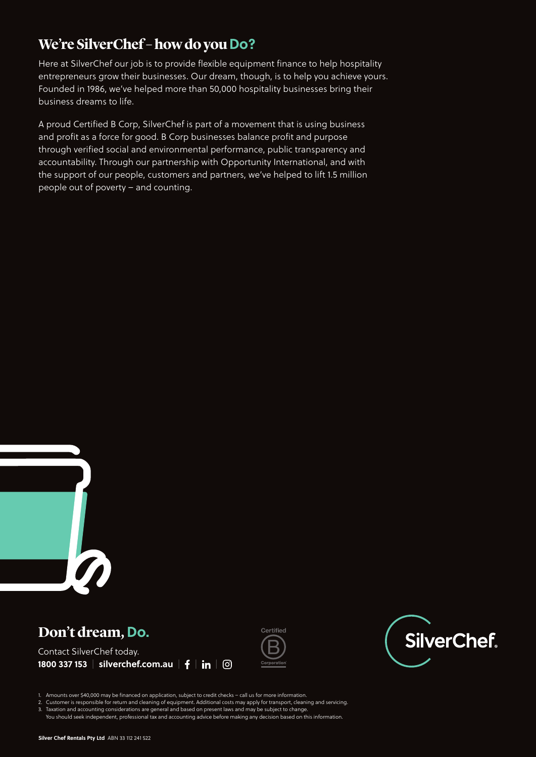## We're SilverChef – how do you Do?

Here at SilverChef our job is to provide flexible equipment finance to help hospitality entrepreneurs grow their businesses. Our dream, though, is to help you achieve yours. Founded in 1986, we've helped more than 50,000 hospitality businesses bring their business dreams to life.

A proud Certified B Corp, SilverChef is part of a movement that is using business and profit as a force for good. B Corp businesses balance profit and purpose through verified social and environmental performance, public transparency and accountability. Through our partnership with Opportunity International, and with the support of our people, customers and partners, we've helped to lift 1.5 million people out of poverty – and counting.

## Don't dream, Do.

Contact SilverChef today.

**1800 337 153** | **silverchef.com.au**

Certified B Corporation

SilverChef.

1. Amounts over $40,000 may be financed on application, subject to credit checks – call us for more information.
2. Customer is responsible for return and cleaning of equipment. Additional costs may apply for transport, cleaning and servicing.
3. Taxation and accounting considerations are general and based on present laws and may be subject to change. You should seek independent, professional tax and accounting advice before making any decision based on this information.

**Silver Chef Rentals Pty Ltd** ABN 33 112 241 522